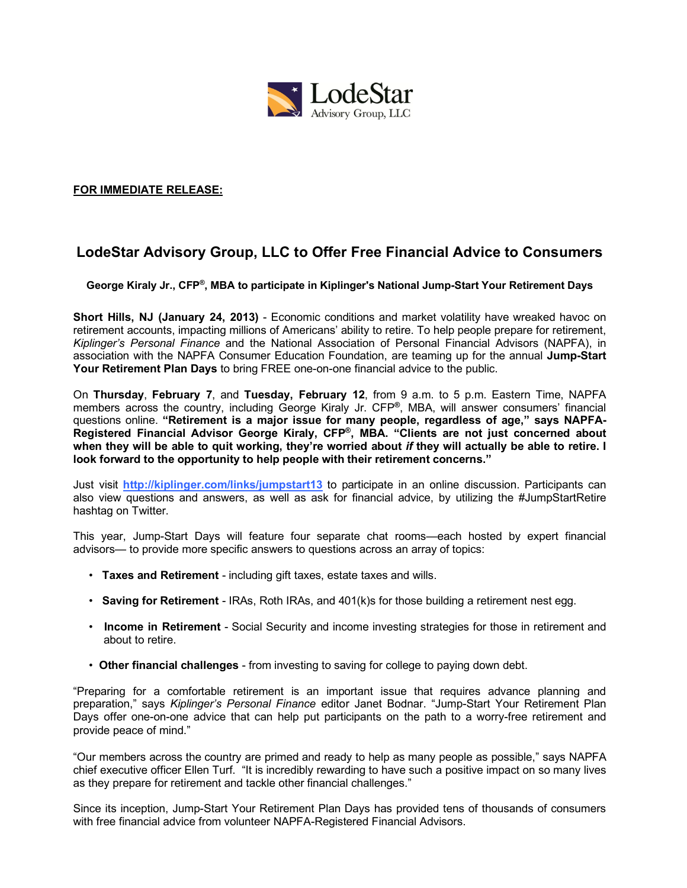LodeStar
Advisory Group, LLC

**FOR IMMEDIATE RELEASE:**

# LodeStar Advisory Group, LLC to Offer Free Financial Advice to Consumers

### George Kiraly Jr., CFP®, MBA to participate in Kiplinger's National Jump-Start Your Retirement Days

**Short Hills, NJ (January 24, 2013)** - Economic conditions and market volatility have wreaked havoc on retirement accounts, impacting millions of Americans' ability to retire. To help people prepare for retirement, *Kiplinger's Personal Finance* and the National Association of Personal Financial Advisors (NAPFA), in association with the NAPFA Consumer Education Foundation, are teaming up for the annual **Jump-Start Your Retirement Plan Days** to bring FREE one-on-one financial advice to the public.

On **Thursday**, **February 7**, and **Tuesday, February 12**, from 9 a.m. to 5 p.m. Eastern Time, NAPFA members across the country, including George Kiraly Jr. CFP®, MBA, will answer consumers' financial questions online. **"Retirement is a major issue for many people, regardless of age," says NAPFA-Registered Financial Advisor George Kiraly, CFP®, MBA. "Clients are not just concerned about when they will be able to quit working, they're worried about *if* they will actually be able to retire. I look forward to the opportunity to help people with their retirement concerns."**

Just visit **http://kiplinger.com/links/jumpstart13** to participate in an online discussion. Participants can also view questions and answers, as well as ask for financial advice, by utilizing the #JumpStartRetire hashtag on Twitter.

This year, Jump-Start Days will feature four separate chat rooms—each hosted by expert financial advisors— to provide more specific answers to questions across an array of topics:

- **Taxes and Retirement** - including gift taxes, estate taxes and wills.
- **Saving for Retirement** - IRAs, Roth IRAs, and 401(k)s for those building a retirement nest egg.
- **Income in Retirement** - Social Security and income investing strategies for those in retirement and about to retire.
- **Other financial challenges** - from investing to saving for college to paying down debt.

"Preparing for a comfortable retirement is an important issue that requires advance planning and preparation," says *Kiplinger's Personal Finance* editor Janet Bodnar. "Jump-Start Your Retirement Plan Days offer one-on-one advice that can help put participants on the path to a worry-free retirement and provide peace of mind."

"Our members across the country are primed and ready to help as many people as possible," says NAPFA chief executive officer Ellen Turf. "It is incredibly rewarding to have such a positive impact on so many lives as they prepare for retirement and tackle other financial challenges."

Since its inception, Jump-Start Your Retirement Plan Days has provided tens of thousands of consumers with free financial advice from volunteer NAPFA-Registered Financial Advisors.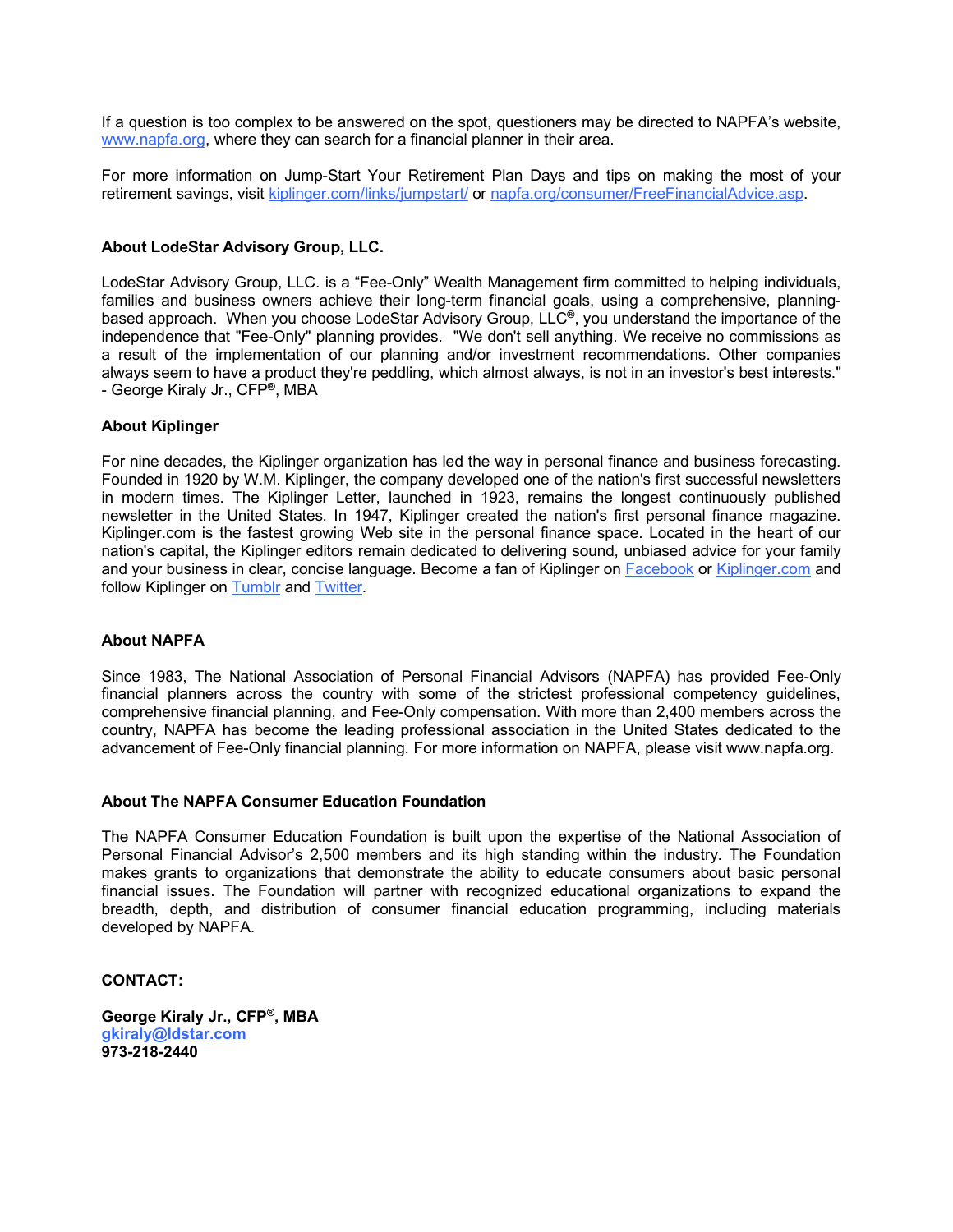If a question is too complex to be answered on the spot, questioners may be directed to NAPFA's website, [www.napfa.org](http://www.napfa.org), where they can search for a financial planner in their area.

For more information on Jump-Start Your Retirement Plan Days and tips on making the most of your retirement savings, visit [kiplinger.com/links/jumpstart/](http://kiplinger.com/links/jumpstart/) or [napfa.org/consumer/FreeFinancialAdvice.asp](http://napfa.org/consumer/FreeFinancialAdvice.asp).

## About LodeStar Advisory Group, LLC.

LodeStar Advisory Group, LLC. is a "Fee-Only" Wealth Management firm committed to helping individuals, families and business owners achieve their long-term financial goals, using a comprehensive, planning-based approach. When you choose LodeStar Advisory Group, LLC®, you understand the importance of the independence that "Fee-Only" planning provides. "We don't sell anything. We receive no commissions as a result of the implementation of our planning and/or investment recommendations. Other companies always seem to have a product they're peddling, which almost always, is not in an investor's best interests." - George Kiraly Jr., CFP®, MBA

## About Kiplinger

For nine decades, the Kiplinger organization has led the way in personal finance and business forecasting. Founded in 1920 by W.M. Kiplinger, the company developed one of the nation's first successful newsletters in modern times. The Kiplinger Letter, launched in 1923, remains the longest continuously published newsletter in the United States. In 1947, Kiplinger created the nation's first personal finance magazine. Kiplinger.com is the fastest growing Web site in the personal finance space. Located in the heart of our nation's capital, the Kiplinger editors remain dedicated to delivering sound, unbiased advice for your family and your business in clear, concise language. Become a fan of Kiplinger on Facebook or Kiplinger.com and follow Kiplinger on Tumblr and Twitter.

## About NAPFA

Since 1983, The National Association of Personal Financial Advisors (NAPFA) has provided Fee-Only financial planners across the country with some of the strictest professional competency guidelines, comprehensive financial planning, and Fee-Only compensation. With more than 2,400 members across the country, NAPFA has become the leading professional association in the United States dedicated to the advancement of Fee-Only financial planning. For more information on NAPFA, please visit www.napfa.org.

## About The NAPFA Consumer Education Foundation

The NAPFA Consumer Education Foundation is built upon the expertise of the National Association of Personal Financial Advisor's 2,500 members and its high standing within the industry. The Foundation makes grants to organizations that demonstrate the ability to educate consumers about basic personal financial issues. The Foundation will partner with recognized educational organizations to expand the breadth, depth, and distribution of consumer financial education programming, including materials developed by NAPFA.

**CONTACT:**

**George Kiraly Jr., CFP®, MBA**
**gkiraly@ldstar.com**
**973-218-2440**